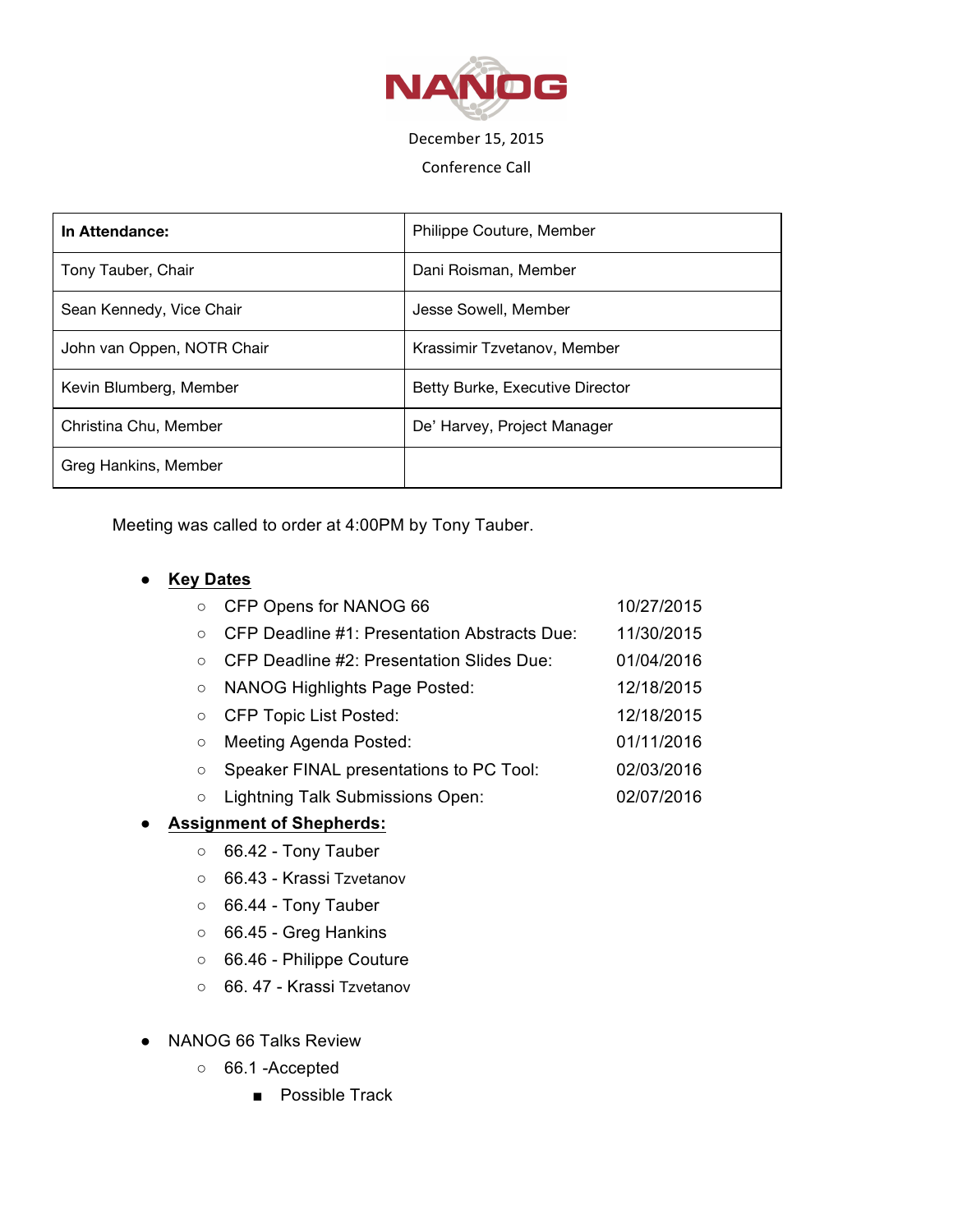# NANOG

December 15, 2015

Conference Call

| In Attendance: | Philippe Couture, Member |
| --- | --- |
| Tony Tauber, Chair | Dani Roisman, Member |
| Sean Kennedy, Vice Chair | Jesse Sowell, Member |
| John van Oppen, NOTR Chair | Krassimir Tzvetanov, Member |
| Kevin Blumberg, Member | Betty Burke, Executive Director |
| Christina Chu, Member | De' Harvey, Project Manager |
| Greg Hankins, Member | |

Meeting was called to order at 4:00PM by Tony Tauber.

- **Key Dates**
  - CFP Opens for NANOG 66 — 10/27/2015
  - CFP Deadline #1: Presentation Abstracts Due: — 11/30/2015
  - CFP Deadline #2: Presentation Slides Due: — 01/04/2016
  - NANOG Highlights Page Posted: — 12/18/2015
  - CFP Topic List Posted: — 12/18/2015
  - Meeting Agenda Posted: — 01/11/2016
  - Speaker FINAL presentations to PC Tool: — 02/03/2016
  - Lightning Talk Submissions Open: — 02/07/2016
- **Assignment of Shepherds:**
  - 66.42 - Tony Tauber
  - 66.43 - Krassi Tzvetanov
  - 66.44 - Tony Tauber
  - 66.45 - Greg Hankins
  - 66.46 - Philippe Couture
  - 66. 47 - Krassi Tzvetanov
- NANOG 66 Talks Review
  - 66.1 -Accepted
    - Possible Track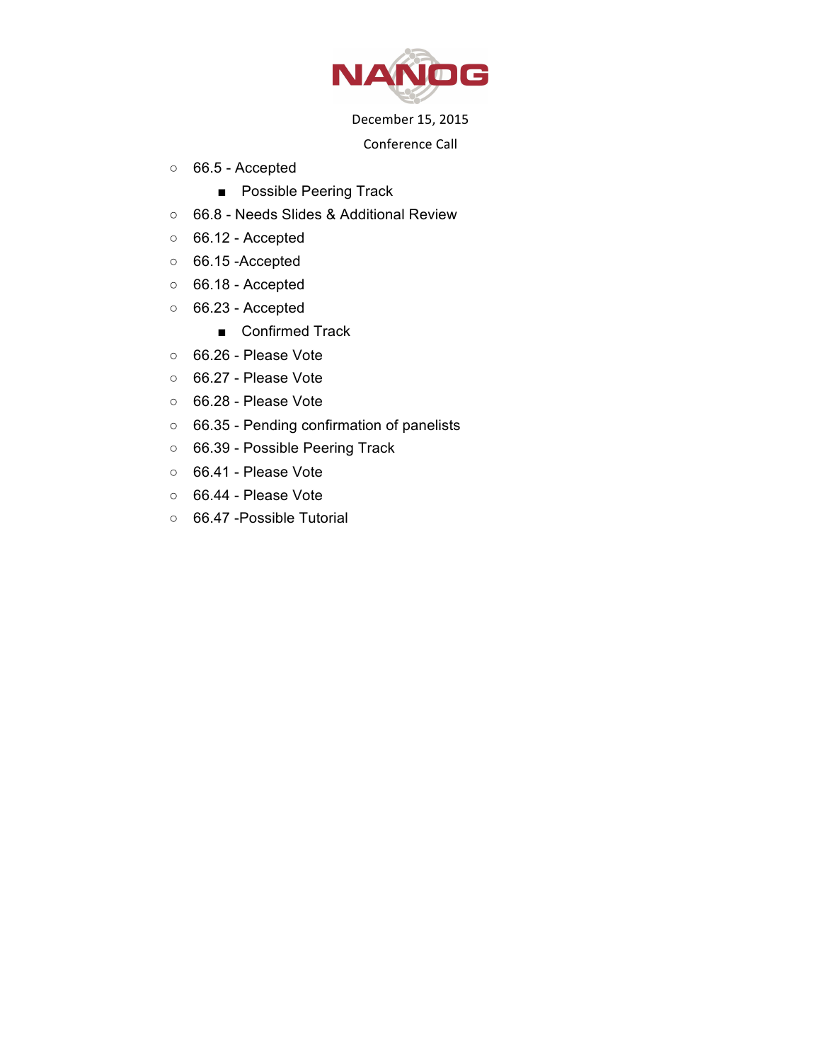- 66.5 - Accepted
  - Possible Peering Track
- 66.8 - Needs Slides & Additional Review
- 66.12 - Accepted
- 66.15 -Accepted
- 66.18 - Accepted
- 66.23 - Accepted
  - Confirmed Track
- 66.26 - Please Vote
- 66.27 - Please Vote
- 66.28 - Please Vote
- 66.35 - Pending confirmation of panelists
- 66.39 - Possible Peering Track
- 66.41 - Please Vote
- 66.44 - Please Vote
- 66.47 -Possible Tutorial